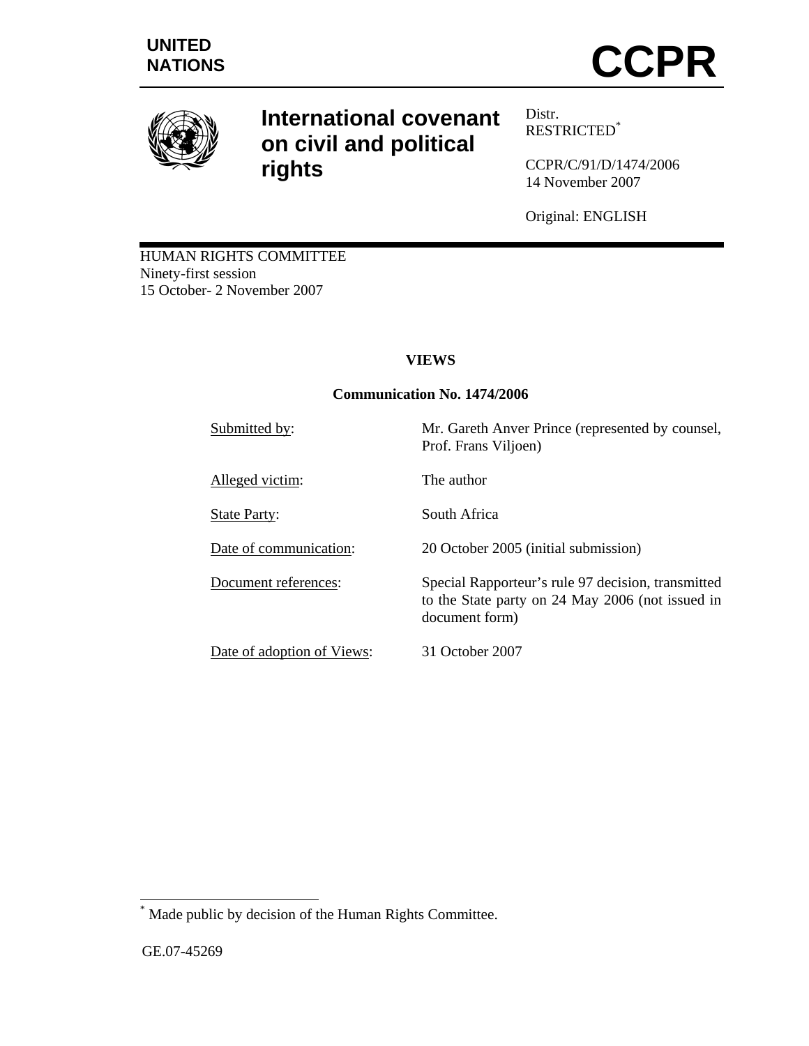UNITED NATIONS

# CCPR

## International covenant on civil and political rights

Distr.
RESTRICTED[*]

CCPR/C/91/D/1474/2006
14 November 2007

Original: ENGLISH

HUMAN RIGHTS COMMITTEE
Ninety-first session
15 October- 2 November 2007

**VIEWS**

**Communication No. 1474/2006**

| | |
|---|---|
| Submitted by: | Mr. Gareth Anver Prince (represented by counsel, Prof. Frans Viljoen) |
| Alleged victim: | The author |
| State Party: | South Africa |
| Date of communication: | 20 October 2005 (initial submission) |
| Document references: | Special Rapporteur's rule 97 decision, transmitted to the State party on 24 May 2006 (not issued in document form) |
| Date of adoption of Views: | 31 October 2007 |

[*] Made public by decision of the Human Rights Committee.

GE.07-45269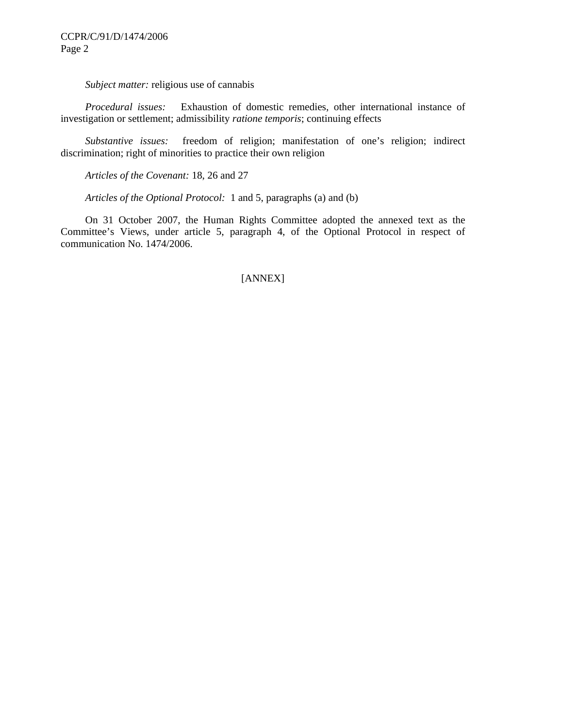*Subject matter:* religious use of cannabis

*Procedural issues:* Exhaustion of domestic remedies, other international instance of investigation or settlement; admissibility *ratione temporis*; continuing effects

*Substantive issues:* freedom of religion; manifestation of one's religion; indirect discrimination; right of minorities to practice their own religion

*Articles of the Covenant:* 18, 26 and 27

*Articles of the Optional Protocol:* 1 and 5, paragraphs (a) and (b)

On 31 October 2007, the Human Rights Committee adopted the annexed text as the Committee's Views, under article 5, paragraph 4, of the Optional Protocol in respect of communication No. 1474/2006.

[ANNEX]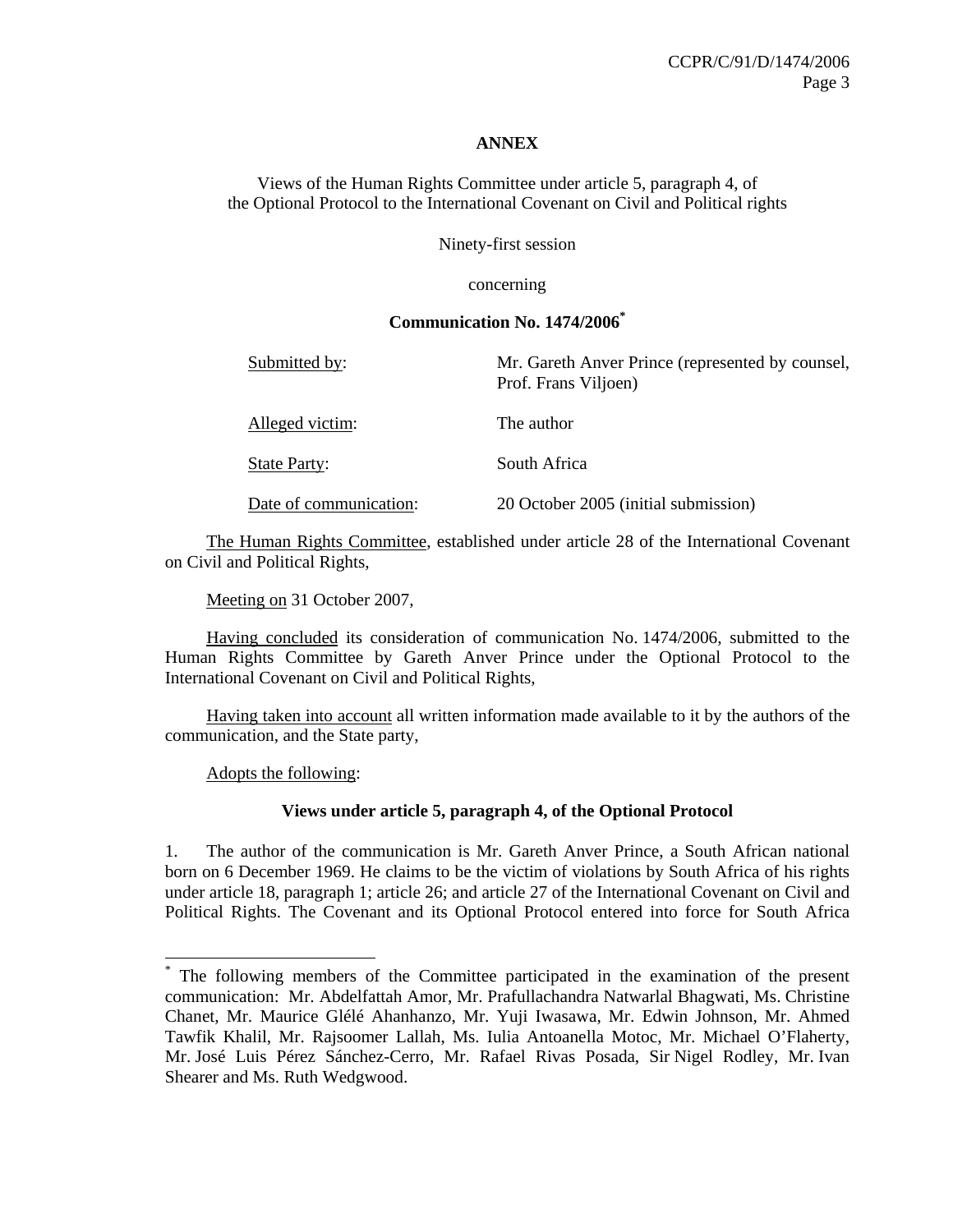**ANNEX**

Views of the Human Rights Committee under article 5, paragraph 4, of the Optional Protocol to the International Covenant on Civil and Political rights

Ninety-first session

concerning

**Communication No. 1474/2006***

| | |
|---|---|
| Submitted by: | Mr. Gareth Anver Prince (represented by counsel, Prof. Frans Viljoen) |
| Alleged victim: | The author |
| State Party: | South Africa |
| Date of communication: | 20 October 2005 (initial submission) |

The Human Rights Committee, established under article 28 of the International Covenant on Civil and Political Rights,

Meeting on 31 October 2007,

Having concluded its consideration of communication No. 1474/2006, submitted to the Human Rights Committee by Gareth Anver Prince under the Optional Protocol to the International Covenant on Civil and Political Rights,

Having taken into account all written information made available to it by the authors of the communication, and the State party,

Adopts the following:

**Views under article 5, paragraph 4, of the Optional Protocol**

1. The author of the communication is Mr. Gareth Anver Prince, a South African national born on 6 December 1969. He claims to be the victim of violations by South Africa of his rights under article 18, paragraph 1; article 26; and article 27 of the International Covenant on Civil and Political Rights. The Covenant and its Optional Protocol entered into force for South Africa

---

* The following members of the Committee participated in the examination of the present communication: Mr. Abdelfattah Amor, Mr. Prafullachandra Natwarlal Bhagwati, Ms. Christine Chanet, Mr. Maurice Glélé Ahanhanzo, Mr. Yuji Iwasawa, Mr. Edwin Johnson, Mr. Ahmed Tawfik Khalil, Mr. Rajsoomer Lallah, Ms. Iulia Antoanella Motoc, Mr. Michael O'Flaherty, Mr. José Luis Pérez Sánchez-Cerro, Mr. Rafael Rivas Posada, Sir Nigel Rodley, Mr. Ivan Shearer and Ms. Ruth Wedgwood.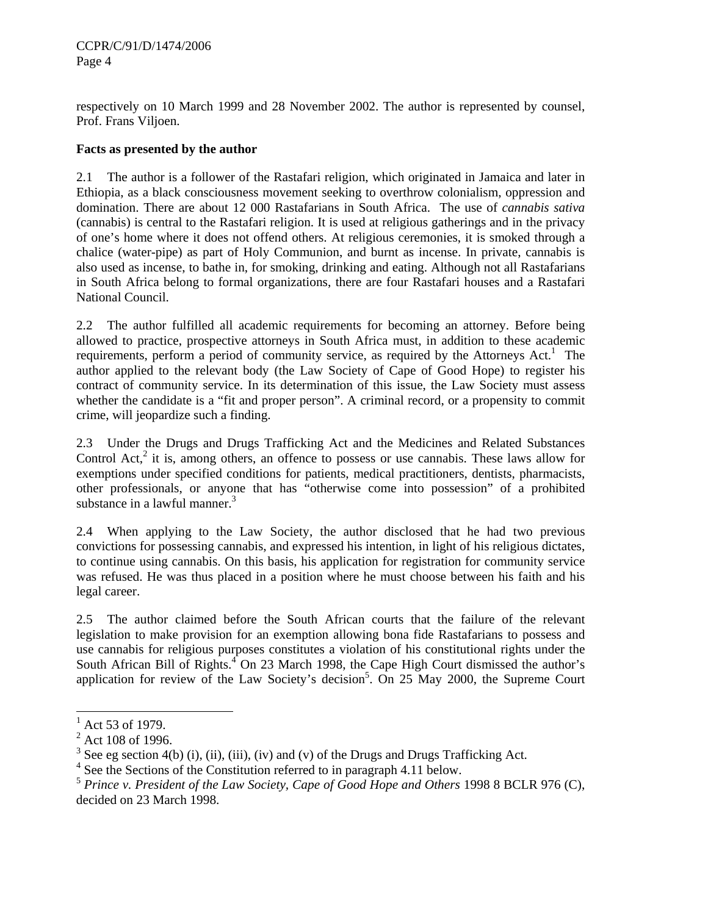respectively on 10 March 1999 and 28 November 2002. The author is represented by counsel, Prof. Frans Viljoen.

**Facts as presented by the author**

2.1 The author is a follower of the Rastafari religion, which originated in Jamaica and later in Ethiopia, as a black consciousness movement seeking to overthrow colonialism, oppression and domination. There are about 12 000 Rastafarians in South Africa. The use of *cannabis sativa* (cannabis) is central to the Rastafari religion. It is used at religious gatherings and in the privacy of one's home where it does not offend others. At religious ceremonies, it is smoked through a chalice (water-pipe) as part of Holy Communion, and burnt as incense. In private, cannabis is also used as incense, to bathe in, for smoking, drinking and eating. Although not all Rastafarians in South Africa belong to formal organizations, there are four Rastafari houses and a Rastafari National Council.

2.2 The author fulfilled all academic requirements for becoming an attorney. Before being allowed to practice, prospective attorneys in South Africa must, in addition to these academic requirements, perform a period of community service, as required by the Attorneys Act.[1] The author applied to the relevant body (the Law Society of Cape of Good Hope) to register his contract of community service. In its determination of this issue, the Law Society must assess whether the candidate is a "fit and proper person". A criminal record, or a propensity to commit crime, will jeopardize such a finding.

2.3 Under the Drugs and Drugs Trafficking Act and the Medicines and Related Substances Control Act,[2] it is, among others, an offence to possess or use cannabis. These laws allow for exemptions under specified conditions for patients, medical practitioners, dentists, pharmacists, other professionals, or anyone that has "otherwise come into possession" of a prohibited substance in a lawful manner.[3]

2.4 When applying to the Law Society, the author disclosed that he had two previous convictions for possessing cannabis, and expressed his intention, in light of his religious dictates, to continue using cannabis. On this basis, his application for registration for community service was refused. He was thus placed in a position where he must choose between his faith and his legal career.

2.5 The author claimed before the South African courts that the failure of the relevant legislation to make provision for an exemption allowing bona fide Rastafarians to possess and use cannabis for religious purposes constitutes a violation of his constitutional rights under the South African Bill of Rights.[4] On 23 March 1998, the Cape High Court dismissed the author's application for review of the Law Society's decision[5]. On 25 May 2000, the Supreme Court

---

[1] Act 53 of 1979.

[2] Act 108 of 1996.

[3] See eg section 4(b) (i), (ii), (iii), (iv) and (v) of the Drugs and Drugs Trafficking Act.

[4] See the Sections of the Constitution referred to in paragraph 4.11 below.

[5] *Prince v. President of the Law Society, Cape of Good Hope and Others* 1998 8 BCLR 976 (C), decided on 23 March 1998.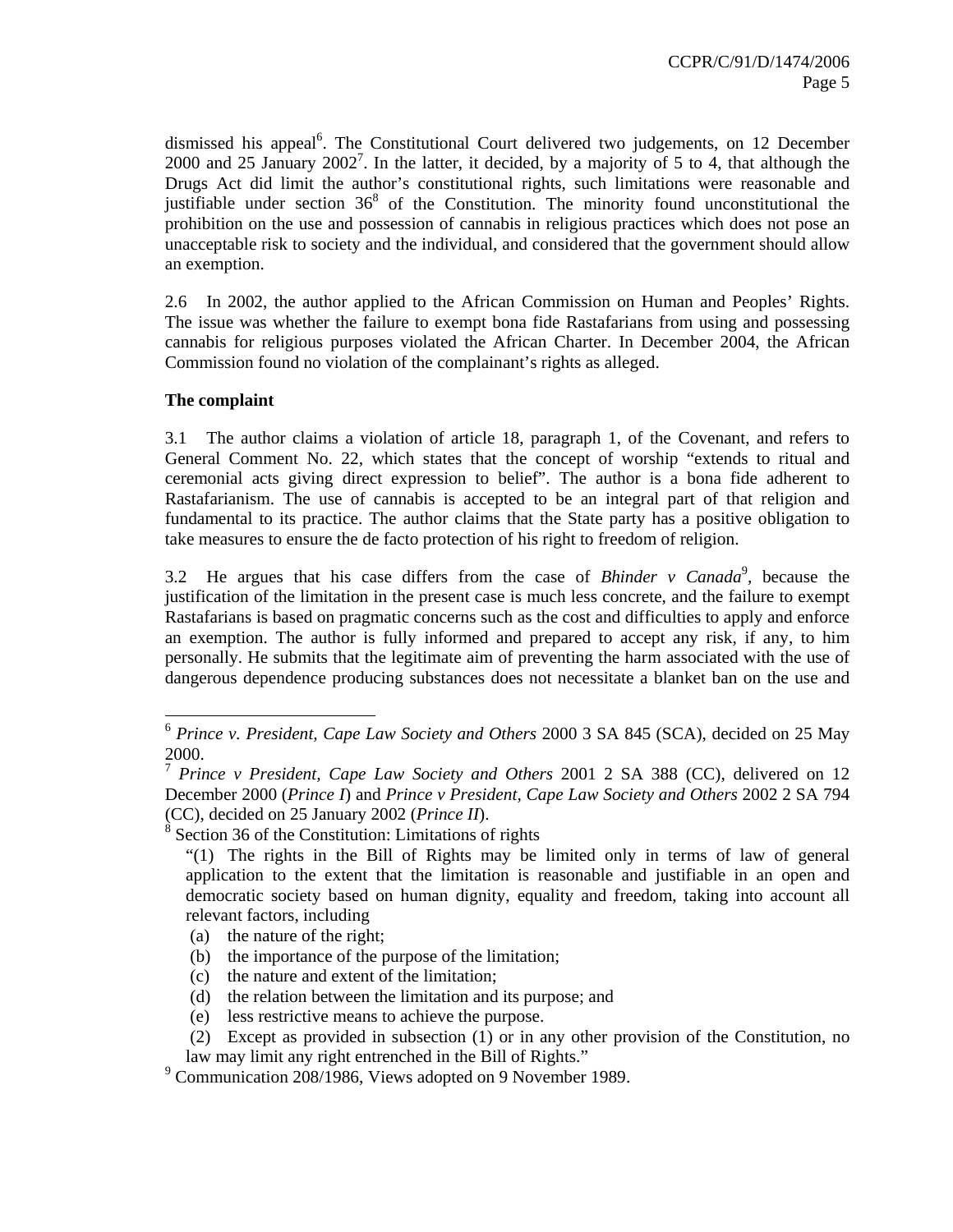dismissed his appeal[6]. The Constitutional Court delivered two judgements, on 12 December 2000 and 25 January 2002[7]. In the latter, it decided, by a majority of 5 to 4, that although the Drugs Act did limit the author's constitutional rights, such limitations were reasonable and justifiable under section 36[8] of the Constitution. The minority found unconstitutional the prohibition on the use and possession of cannabis in religious practices which does not pose an unacceptable risk to society and the individual, and considered that the government should allow an exemption.

2.6 In 2002, the author applied to the African Commission on Human and Peoples' Rights. The issue was whether the failure to exempt bona fide Rastafarians from using and possessing cannabis for religious purposes violated the African Charter. In December 2004, the African Commission found no violation of the complainant's rights as alleged.

**The complaint**

3.1 The author claims a violation of article 18, paragraph 1, of the Covenant, and refers to General Comment No. 22, which states that the concept of worship "extends to ritual and ceremonial acts giving direct expression to belief". The author is a bona fide adherent to Rastafarianism. The use of cannabis is accepted to be an integral part of that religion and fundamental to its practice. The author claims that the State party has a positive obligation to take measures to ensure the de facto protection of his right to freedom of religion.

3.2 He argues that his case differs from the case of *Bhinder v Canada*[9], because the justification of the limitation in the present case is much less concrete, and the failure to exempt Rastafarians is based on pragmatic concerns such as the cost and difficulties to apply and enforce an exemption. The author is fully informed and prepared to accept any risk, if any, to him personally. He submits that the legitimate aim of preventing the harm associated with the use of dangerous dependence producing substances does not necessitate a blanket ban on the use and

---

[6] *Prince v. President, Cape Law Society and Others* 2000 3 SA 845 (SCA), decided on 25 May 2000.

[7] *Prince v President, Cape Law Society and Others* 2001 2 SA 388 (CC), delivered on 12 December 2000 (*Prince I*) and *Prince v President, Cape Law Society and Others* 2002 2 SA 794 (CC), decided on 25 January 2002 (*Prince II*).

[8] Section 36 of the Constitution: Limitations of rights

"(1) The rights in the Bill of Rights may be limited only in terms of law of general application to the extent that the limitation is reasonable and justifiable in an open and democratic society based on human dignity, equality and freedom, taking into account all relevant factors, including

(a) the nature of the right;
(b) the importance of the purpose of the limitation;
(c) the nature and extent of the limitation;
(d) the relation between the limitation and its purpose; and
(e) less restrictive means to achieve the purpose.

(2) Except as provided in subsection (1) or in any other provision of the Constitution, no law may limit any right entrenched in the Bill of Rights."

[9] Communication 208/1986, Views adopted on 9 November 1989.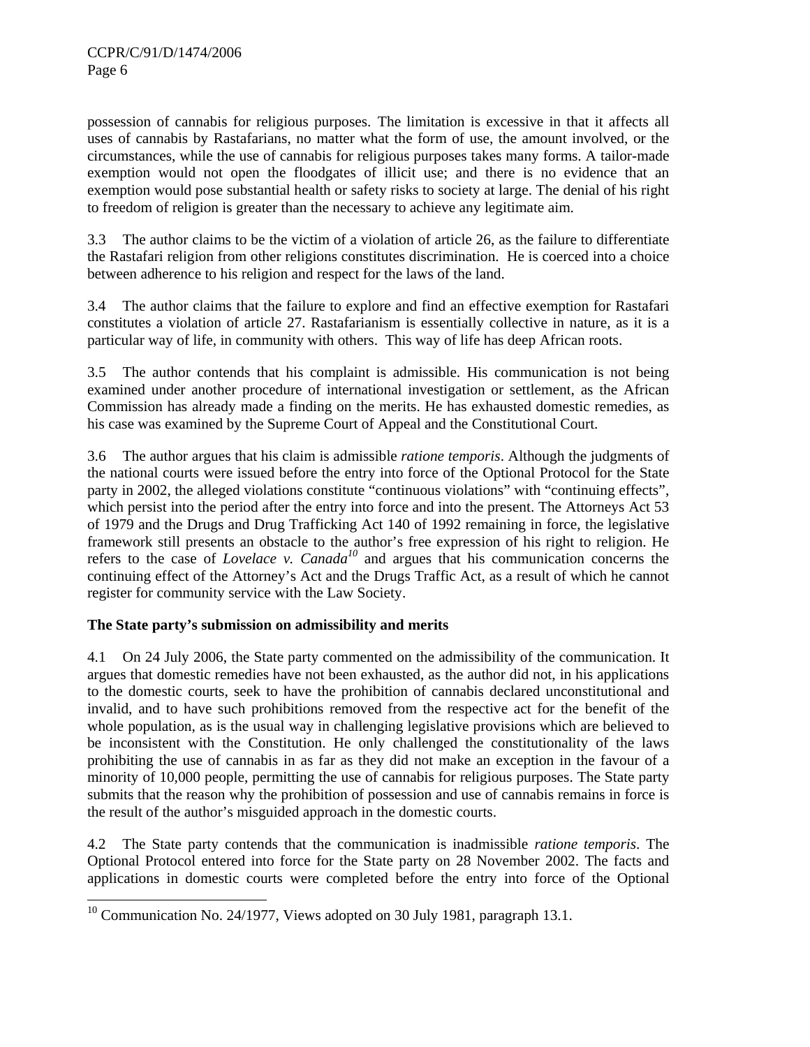possession of cannabis for religious purposes. The limitation is excessive in that it affects all uses of cannabis by Rastafarians, no matter what the form of use, the amount involved, or the circumstances, while the use of cannabis for religious purposes takes many forms. A tailor-made exemption would not open the floodgates of illicit use; and there is no evidence that an exemption would pose substantial health or safety risks to society at large. The denial of his right to freedom of religion is greater than the necessary to achieve any legitimate aim.

3.3 The author claims to be the victim of a violation of article 26, as the failure to differentiate the Rastafari religion from other religions constitutes discrimination. He is coerced into a choice between adherence to his religion and respect for the laws of the land.

3.4 The author claims that the failure to explore and find an effective exemption for Rastafari constitutes a violation of article 27. Rastafarianism is essentially collective in nature, as it is a particular way of life, in community with others. This way of life has deep African roots.

3.5 The author contends that his complaint is admissible. His communication is not being examined under another procedure of international investigation or settlement, as the African Commission has already made a finding on the merits. He has exhausted domestic remedies, as his case was examined by the Supreme Court of Appeal and the Constitutional Court.

3.6 The author argues that his claim is admissible *ratione temporis*. Although the judgments of the national courts were issued before the entry into force of the Optional Protocol for the State party in 2002, the alleged violations constitute "continuous violations" with "continuing effects", which persist into the period after the entry into force and into the present. The Attorneys Act 53 of 1979 and the Drugs and Drug Trafficking Act 140 of 1992 remaining in force, the legislative framework still presents an obstacle to the author's free expression of his right to religion. He refers to the case of *Lovelace v. Canada*[10] and argues that his communication concerns the continuing effect of the Attorney's Act and the Drugs Traffic Act, as a result of which he cannot register for community service with the Law Society.

**The State party's submission on admissibility and merits**

4.1 On 24 July 2006, the State party commented on the admissibility of the communication. It argues that domestic remedies have not been exhausted, as the author did not, in his applications to the domestic courts, seek to have the prohibition of cannabis declared unconstitutional and invalid, and to have such prohibitions removed from the respective act for the benefit of the whole population, as is the usual way in challenging legislative provisions which are believed to be inconsistent with the Constitution. He only challenged the constitutionality of the laws prohibiting the use of cannabis in as far as they did not make an exception in the favour of a minority of 10,000 people, permitting the use of cannabis for religious purposes. The State party submits that the reason why the prohibition of possession and use of cannabis remains in force is the result of the author's misguided approach in the domestic courts.

4.2 The State party contends that the communication is inadmissible *ratione temporis*. The Optional Protocol entered into force for the State party on 28 November 2002. The facts and applications in domestic courts were completed before the entry into force of the Optional

---

[10] Communication No. 24/1977, Views adopted on 30 July 1981, paragraph 13.1.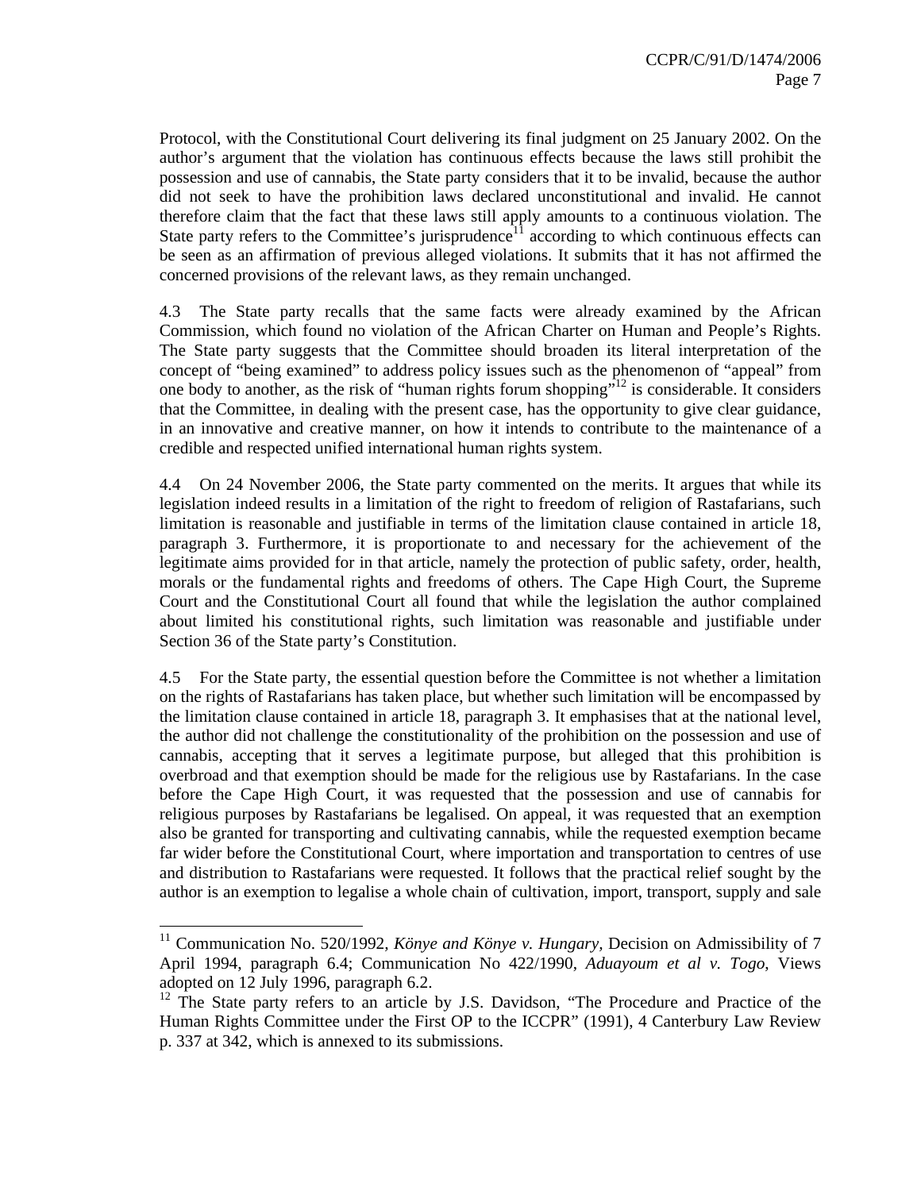Protocol, with the Constitutional Court delivering its final judgment on 25 January 2002. On the author's argument that the violation has continuous effects because the laws still prohibit the possession and use of cannabis, the State party considers that it to be invalid, because the author did not seek to have the prohibition laws declared unconstitutional and invalid. He cannot therefore claim that the fact that these laws still apply amounts to a continuous violation. The State party refers to the Committee's jurisprudence[11] according to which continuous effects can be seen as an affirmation of previous alleged violations. It submits that it has not affirmed the concerned provisions of the relevant laws, as they remain unchanged.

4.3 The State party recalls that the same facts were already examined by the African Commission, which found no violation of the African Charter on Human and People's Rights. The State party suggests that the Committee should broaden its literal interpretation of the concept of "being examined" to address policy issues such as the phenomenon of "appeal" from one body to another, as the risk of "human rights forum shopping"[12] is considerable. It considers that the Committee, in dealing with the present case, has the opportunity to give clear guidance, in an innovative and creative manner, on how it intends to contribute to the maintenance of a credible and respected unified international human rights system.

4.4 On 24 November 2006, the State party commented on the merits. It argues that while its legislation indeed results in a limitation of the right to freedom of religion of Rastafarians, such limitation is reasonable and justifiable in terms of the limitation clause contained in article 18, paragraph 3. Furthermore, it is proportionate to and necessary for the achievement of the legitimate aims provided for in that article, namely the protection of public safety, order, health, morals or the fundamental rights and freedoms of others. The Cape High Court, the Supreme Court and the Constitutional Court all found that while the legislation the author complained about limited his constitutional rights, such limitation was reasonable and justifiable under Section 36 of the State party's Constitution.

4.5 For the State party, the essential question before the Committee is not whether a limitation on the rights of Rastafarians has taken place, but whether such limitation will be encompassed by the limitation clause contained in article 18, paragraph 3. It emphasises that at the national level, the author did not challenge the constitutionality of the prohibition on the possession and use of cannabis, accepting that it serves a legitimate purpose, but alleged that this prohibition is overbroad and that exemption should be made for the religious use by Rastafarians. In the case before the Cape High Court, it was requested that the possession and use of cannabis for religious purposes by Rastafarians be legalised. On appeal, it was requested that an exemption also be granted for transporting and cultivating cannabis, while the requested exemption became far wider before the Constitutional Court, where importation and transportation to centres of use and distribution to Rastafarians were requested. It follows that the practical relief sought by the author is an exemption to legalise a whole chain of cultivation, import, transport, supply and sale

---

[11] Communication No. 520/1992, *Könye and Könye v. Hungary*, Decision on Admissibility of 7 April 1994, paragraph 6.4; Communication No 422/1990, *Aduayoum et al v. Togo*, Views adopted on 12 July 1996, paragraph 6.2.

[12] The State party refers to an article by J.S. Davidson, "The Procedure and Practice of the Human Rights Committee under the First OP to the ICCPR" (1991), 4 Canterbury Law Review p. 337 at 342, which is annexed to its submissions.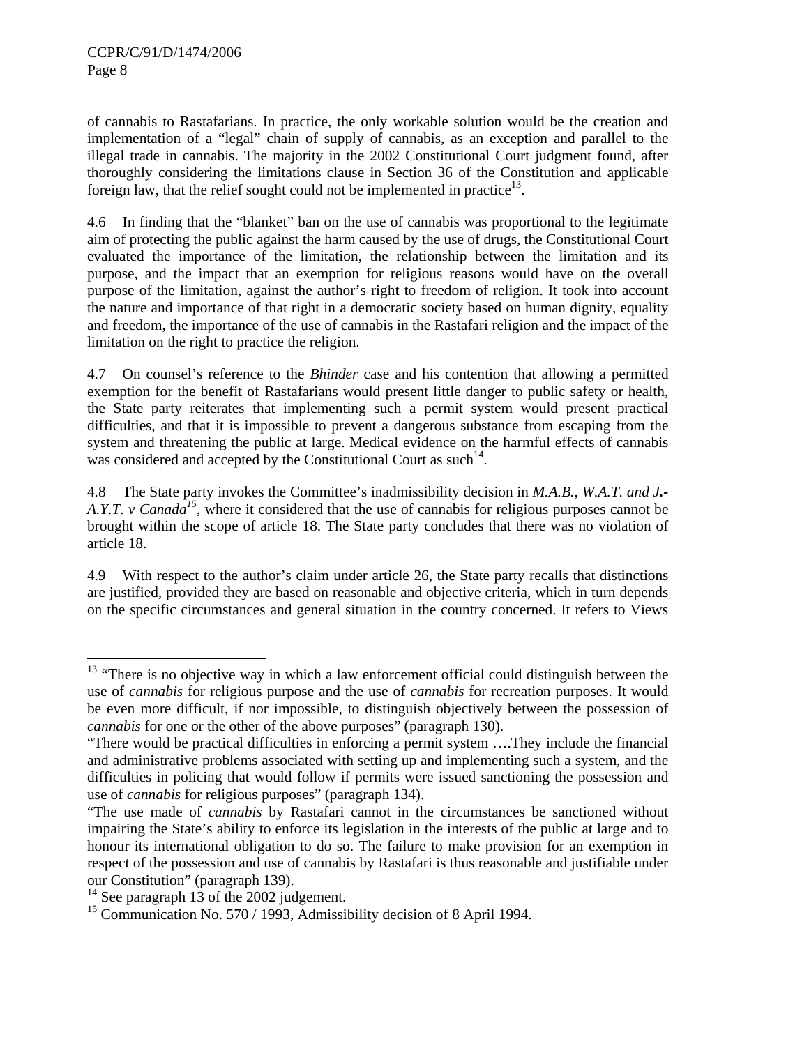of cannabis to Rastafarians. In practice, the only workable solution would be the creation and implementation of a "legal" chain of supply of cannabis, as an exception and parallel to the illegal trade in cannabis. The majority in the 2002 Constitutional Court judgment found, after thoroughly considering the limitations clause in Section 36 of the Constitution and applicable foreign law, that the relief sought could not be implemented in practice[13].

4.6 In finding that the "blanket" ban on the use of cannabis was proportional to the legitimate aim of protecting the public against the harm caused by the use of drugs, the Constitutional Court evaluated the importance of the limitation, the relationship between the limitation and its purpose, and the impact that an exemption for religious reasons would have on the overall purpose of the limitation, against the author's right to freedom of religion. It took into account the nature and importance of that right in a democratic society based on human dignity, equality and freedom, the importance of the use of cannabis in the Rastafari religion and the impact of the limitation on the right to practice the religion.

4.7 On counsel's reference to the *Bhinder* case and his contention that allowing a permitted exemption for the benefit of Rastafarians would present little danger to public safety or health, the State party reiterates that implementing such a permit system would present practical difficulties, and that it is impossible to prevent a dangerous substance from escaping from the system and threatening the public at large. Medical evidence on the harmful effects of cannabis was considered and accepted by the Constitutional Court as such[14].

4.8 The State party invokes the Committee's inadmissibility decision in *M.A.B., W.A.T. and J.-A.Y.T. v Canada*[15], where it considered that the use of cannabis for religious purposes cannot be brought within the scope of article 18. The State party concludes that there was no violation of article 18.

4.9 With respect to the author's claim under article 26, the State party recalls that distinctions are justified, provided they are based on reasonable and objective criteria, which in turn depends on the specific circumstances and general situation in the country concerned. It refers to Views

---

[13] "There is no objective way in which a law enforcement official could distinguish between the use of *cannabis* for religious purpose and the use of *cannabis* for recreation purposes. It would be even more difficult, if nor impossible, to distinguish objectively between the possession of *cannabis* for one or the other of the above purposes" (paragraph 130).

"There would be practical difficulties in enforcing a permit system ….They include the financial and administrative problems associated with setting up and implementing such a system, and the difficulties in policing that would follow if permits were issued sanctioning the possession and use of *cannabis* for religious purposes" (paragraph 134).

"The use made of *cannabis* by Rastafari cannot in the circumstances be sanctioned without impairing the State's ability to enforce its legislation in the interests of the public at large and to honour its international obligation to do so. The failure to make provision for an exemption in respect of the possession and use of cannabis by Rastafari is thus reasonable and justifiable under our Constitution" (paragraph 139).

[14] See paragraph 13 of the 2002 judgement.

[15] Communication No. 570 / 1993, Admissibility decision of 8 April 1994.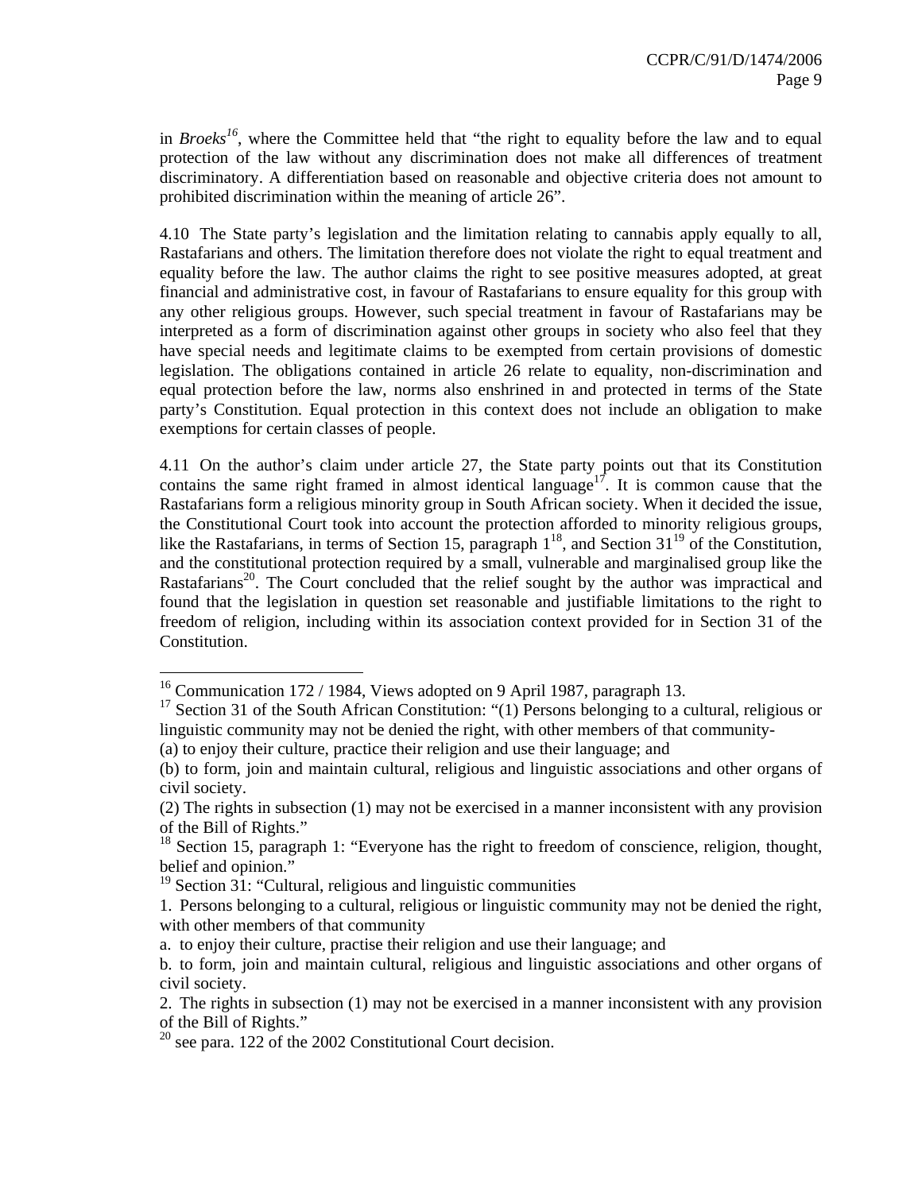in *Broeks*[16], where the Committee held that "the right to equality before the law and to equal protection of the law without any discrimination does not make all differences of treatment discriminatory. A differentiation based on reasonable and objective criteria does not amount to prohibited discrimination within the meaning of article 26".

4.10 The State party's legislation and the limitation relating to cannabis apply equally to all, Rastafarians and others. The limitation therefore does not violate the right to equal treatment and equality before the law. The author claims the right to see positive measures adopted, at great financial and administrative cost, in favour of Rastafarians to ensure equality for this group with any other religious groups. However, such special treatment in favour of Rastafarians may be interpreted as a form of discrimination against other groups in society who also feel that they have special needs and legitimate claims to be exempted from certain provisions of domestic legislation. The obligations contained in article 26 relate to equality, non-discrimination and equal protection before the law, norms also enshrined in and protected in terms of the State party's Constitution. Equal protection in this context does not include an obligation to make exemptions for certain classes of people.

4.11 On the author's claim under article 27, the State party points out that its Constitution contains the same right framed in almost identical language[17]. It is common cause that the Rastafarians form a religious minority group in South African society. When it decided the issue, the Constitutional Court took into account the protection afforded to minority religious groups, like the Rastafarians, in terms of Section 15, paragraph 1[18], and Section 31[19] of the Constitution, and the constitutional protection required by a small, vulnerable and marginalised group like the Rastafarians[20]. The Court concluded that the relief sought by the author was impractical and found that the legislation in question set reasonable and justifiable limitations to the right to freedom of religion, including within its association context provided for in Section 31 of the Constitution.

---

[16] Communication 172 / 1984, Views adopted on 9 April 1987, paragraph 13.

[17] Section 31 of the South African Constitution: "(1) Persons belonging to a cultural, religious or linguistic community may not be denied the right, with other members of that community-

(a) to enjoy their culture, practice their religion and use their language; and

(b) to form, join and maintain cultural, religious and linguistic associations and other organs of civil society.

(2) The rights in subsection (1) may not be exercised in a manner inconsistent with any provision of the Bill of Rights."

[18] Section 15, paragraph 1: "Everyone has the right to freedom of conscience, religion, thought, belief and opinion."

[19] Section 31: "Cultural, religious and linguistic communities

1. Persons belonging to a cultural, religious or linguistic community may not be denied the right, with other members of that community

a. to enjoy their culture, practise their religion and use their language; and

b. to form, join and maintain cultural, religious and linguistic associations and other organs of civil society.

2. The rights in subsection (1) may not be exercised in a manner inconsistent with any provision of the Bill of Rights."

[20] see para. 122 of the 2002 Constitutional Court decision.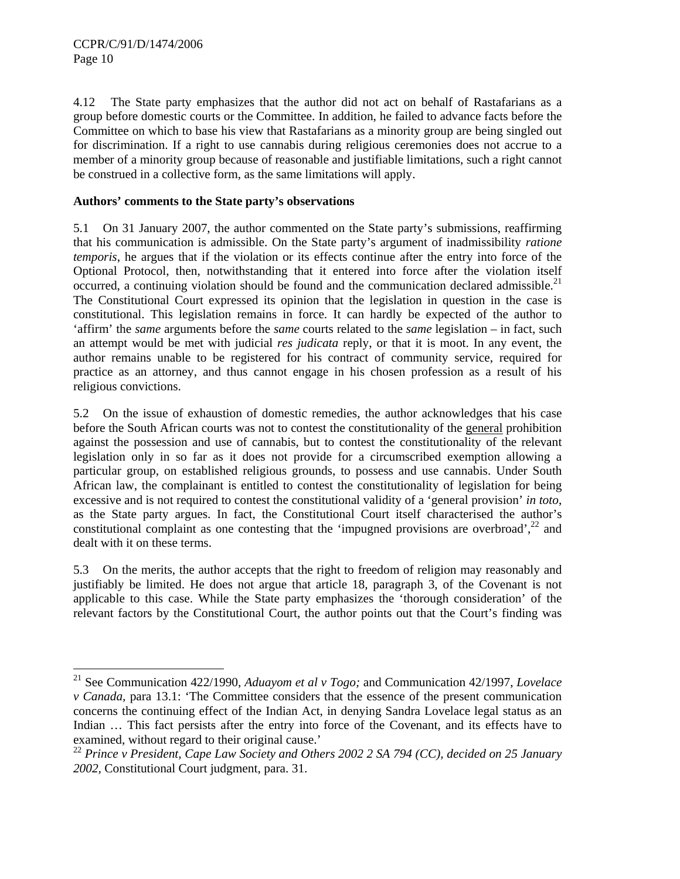4.12 The State party emphasizes that the author did not act on behalf of Rastafarians as a group before domestic courts or the Committee. In addition, he failed to advance facts before the Committee on which to base his view that Rastafarians as a minority group are being singled out for discrimination. If a right to use cannabis during religious ceremonies does not accrue to a member of a minority group because of reasonable and justifiable limitations, such a right cannot be construed in a collective form, as the same limitations will apply.

**Authors' comments to the State party's observations**

5.1 On 31 January 2007, the author commented on the State party's submissions, reaffirming that his communication is admissible. On the State party's argument of inadmissibility *ratione temporis*, he argues that if the violation or its effects continue after the entry into force of the Optional Protocol, then, notwithstanding that it entered into force after the violation itself occurred, a continuing violation should be found and the communication declared admissible.[21] The Constitutional Court expressed its opinion that the legislation in question in the case is constitutional. This legislation remains in force. It can hardly be expected of the author to 'affirm' the *same* arguments before the *same* courts related to the *same* legislation – in fact, such an attempt would be met with judicial *res judicata* reply, or that it is moot. In any event, the author remains unable to be registered for his contract of community service, required for practice as an attorney, and thus cannot engage in his chosen profession as a result of his religious convictions.

5.2 On the issue of exhaustion of domestic remedies, the author acknowledges that his case before the South African courts was not to contest the constitutionality of the <u>general</u> prohibition against the possession and use of cannabis, but to contest the constitutionality of the relevant legislation only in so far as it does not provide for a circumscribed exemption allowing a particular group, on established religious grounds, to possess and use cannabis. Under South African law, the complainant is entitled to contest the constitutionality of legislation for being excessive and is not required to contest the constitutional validity of a 'general provision' *in toto*, as the State party argues. In fact, the Constitutional Court itself characterised the author's constitutional complaint as one contesting that the 'impugned provisions are overbroad',[22] and dealt with it on these terms.

5.3 On the merits, the author accepts that the right to freedom of religion may reasonably and justifiably be limited. He does not argue that article 18, paragraph 3, of the Covenant is not applicable to this case. While the State party emphasizes the 'thorough consideration' of the relevant factors by the Constitutional Court, the author points out that the Court's finding was

---

[21] See Communication 422/1990, *Aduayom et al v Togo;* and Communication 42/1997, *Lovelace v Canada*, para 13.1: 'The Committee considers that the essence of the present communication concerns the continuing effect of the Indian Act, in denying Sandra Lovelace legal status as an Indian … This fact persists after the entry into force of the Covenant, and its effects have to examined, without regard to their original cause.'

[22] *Prince v President, Cape Law Society and Others 2002 2 SA 794 (CC), decided on 25 January 2002*, Constitutional Court judgment, para. 31.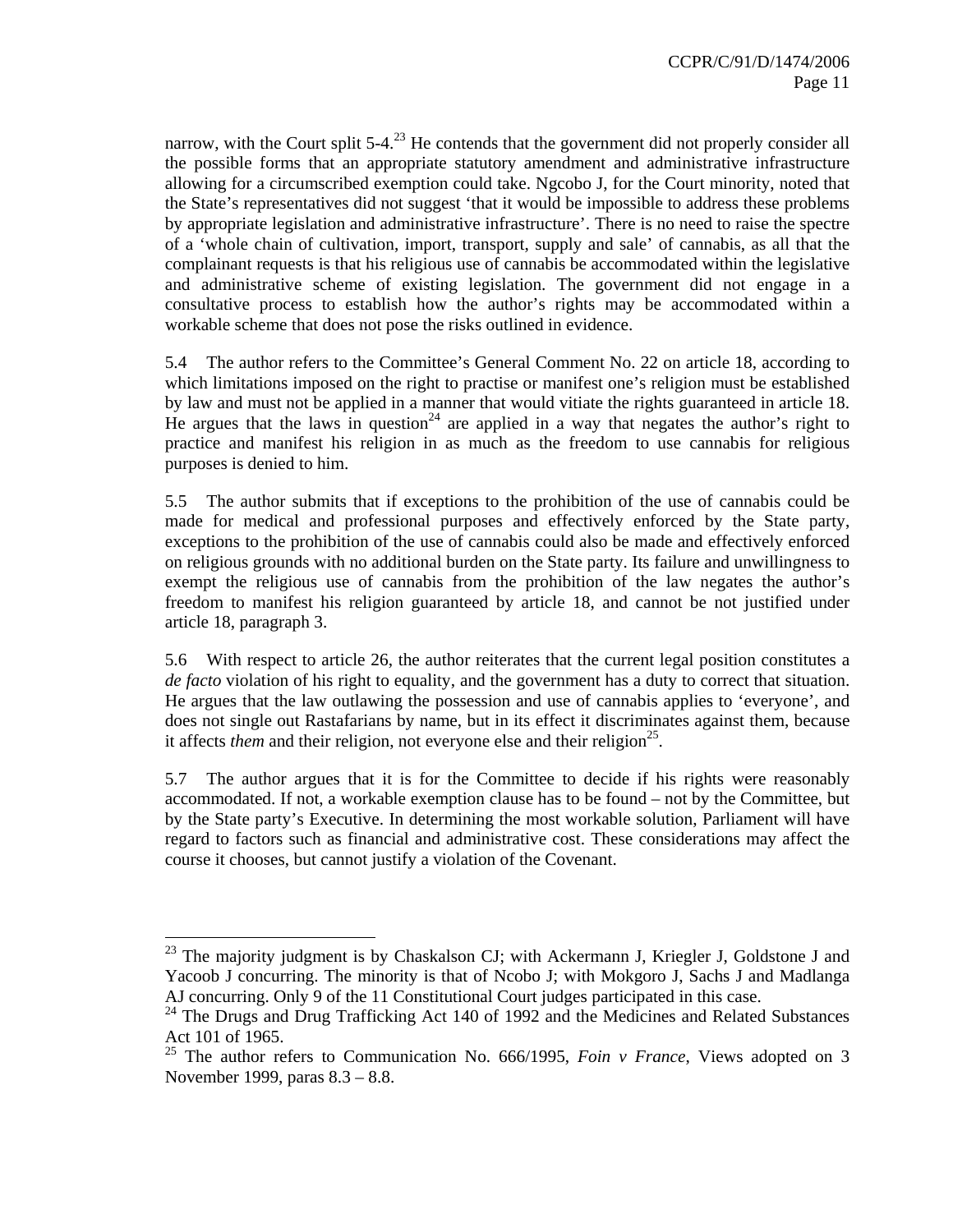narrow, with the Court split 5-4.[23] He contends that the government did not properly consider all the possible forms that an appropriate statutory amendment and administrative infrastructure allowing for a circumscribed exemption could take. Ngcobo J, for the Court minority, noted that the State's representatives did not suggest 'that it would be impossible to address these problems by appropriate legislation and administrative infrastructure'. There is no need to raise the spectre of a 'whole chain of cultivation, import, transport, supply and sale' of cannabis, as all that the complainant requests is that his religious use of cannabis be accommodated within the legislative and administrative scheme of existing legislation. The government did not engage in a consultative process to establish how the author's rights may be accommodated within a workable scheme that does not pose the risks outlined in evidence.

5.4 The author refers to the Committee's General Comment No. 22 on article 18, according to which limitations imposed on the right to practise or manifest one's religion must be established by law and must not be applied in a manner that would vitiate the rights guaranteed in article 18. He argues that the laws in question[24] are applied in a way that negates the author's right to practice and manifest his religion in as much as the freedom to use cannabis for religious purposes is denied to him.

5.5 The author submits that if exceptions to the prohibition of the use of cannabis could be made for medical and professional purposes and effectively enforced by the State party, exceptions to the prohibition of the use of cannabis could also be made and effectively enforced on religious grounds with no additional burden on the State party. Its failure and unwillingness to exempt the religious use of cannabis from the prohibition of the law negates the author's freedom to manifest his religion guaranteed by article 18, and cannot be not justified under article 18, paragraph 3.

5.6 With respect to article 26, the author reiterates that the current legal position constitutes a *de facto* violation of his right to equality, and the government has a duty to correct that situation. He argues that the law outlawing the possession and use of cannabis applies to 'everyone', and does not single out Rastafarians by name, but in its effect it discriminates against them, because it affects *them* and their religion, not everyone else and their religion[25].

5.7 The author argues that it is for the Committee to decide if his rights were reasonably accommodated. If not, a workable exemption clause has to be found – not by the Committee, but by the State party's Executive. In determining the most workable solution, Parliament will have regard to factors such as financial and administrative cost. These considerations may affect the course it chooses, but cannot justify a violation of the Covenant.

---

[23] The majority judgment is by Chaskalson CJ; with Ackermann J, Kriegler J, Goldstone J and Yacoob J concurring. The minority is that of Ncobo J; with Mokgoro J, Sachs J and Madlanga AJ concurring. Only 9 of the 11 Constitutional Court judges participated in this case.

[24] The Drugs and Drug Trafficking Act 140 of 1992 and the Medicines and Related Substances Act 101 of 1965.

[25] The author refers to Communication No. 666/1995, *Foin v France*, Views adopted on 3 November 1999, paras 8.3 – 8.8.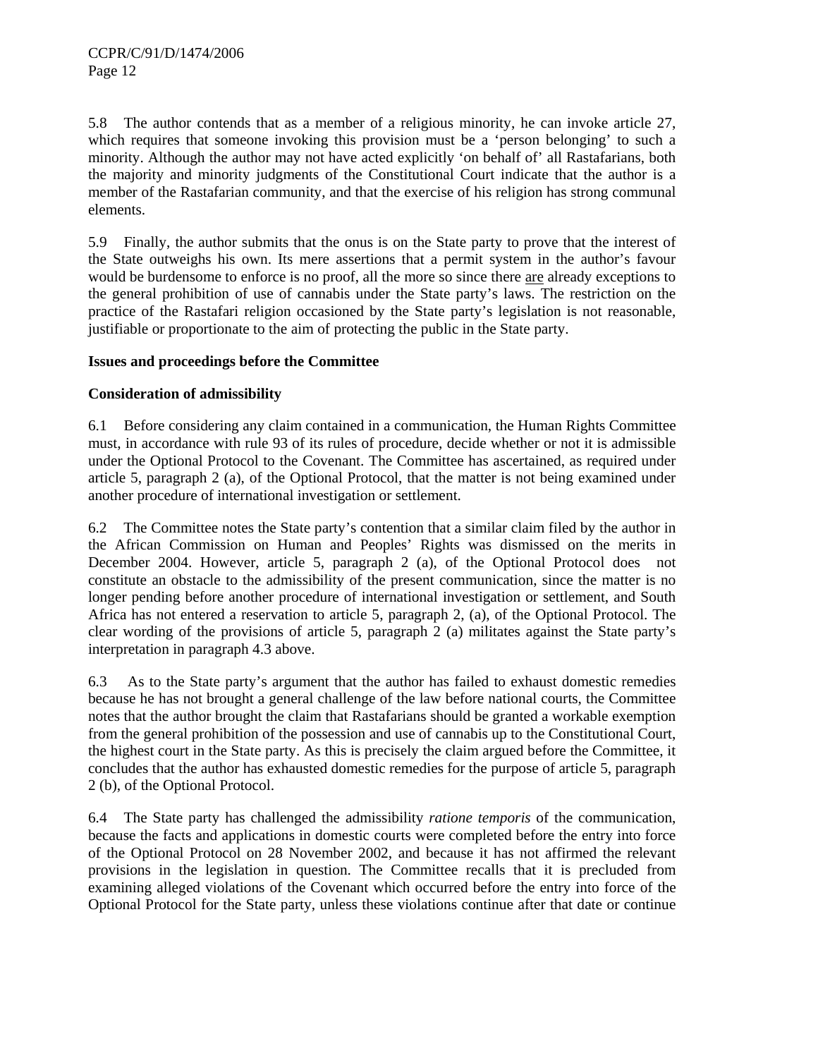5.8 The author contends that as a member of a religious minority, he can invoke article 27, which requires that someone invoking this provision must be a 'person belonging' to such a minority. Although the author may not have acted explicitly 'on behalf of' all Rastafarians, both the majority and minority judgments of the Constitutional Court indicate that the author is a member of the Rastafarian community, and that the exercise of his religion has strong communal elements.

5.9 Finally, the author submits that the onus is on the State party to prove that the interest of the State outweighs his own. Its mere assertions that a permit system in the author's favour would be burdensome to enforce is no proof, all the more so since there are already exceptions to the general prohibition of use of cannabis under the State party's laws. The restriction on the practice of the Rastafari religion occasioned by the State party's legislation is not reasonable, justifiable or proportionate to the aim of protecting the public in the State party.

**Issues and proceedings before the Committee**

**Consideration of admissibility**

6.1 Before considering any claim contained in a communication, the Human Rights Committee must, in accordance with rule 93 of its rules of procedure, decide whether or not it is admissible under the Optional Protocol to the Covenant. The Committee has ascertained, as required under article 5, paragraph 2 (a), of the Optional Protocol, that the matter is not being examined under another procedure of international investigation or settlement.

6.2 The Committee notes the State party's contention that a similar claim filed by the author in the African Commission on Human and Peoples' Rights was dismissed on the merits in December 2004. However, article 5, paragraph 2 (a), of the Optional Protocol does not constitute an obstacle to the admissibility of the present communication, since the matter is no longer pending before another procedure of international investigation or settlement, and South Africa has not entered a reservation to article 5, paragraph 2, (a), of the Optional Protocol. The clear wording of the provisions of article 5, paragraph 2 (a) militates against the State party's interpretation in paragraph 4.3 above.

6.3 As to the State party's argument that the author has failed to exhaust domestic remedies because he has not brought a general challenge of the law before national courts, the Committee notes that the author brought the claim that Rastafarians should be granted a workable exemption from the general prohibition of the possession and use of cannabis up to the Constitutional Court, the highest court in the State party. As this is precisely the claim argued before the Committee, it concludes that the author has exhausted domestic remedies for the purpose of article 5, paragraph 2 (b), of the Optional Protocol.

6.4 The State party has challenged the admissibility *ratione temporis* of the communication, because the facts and applications in domestic courts were completed before the entry into force of the Optional Protocol on 28 November 2002, and because it has not affirmed the relevant provisions in the legislation in question. The Committee recalls that it is precluded from examining alleged violations of the Covenant which occurred before the entry into force of the Optional Protocol for the State party, unless these violations continue after that date or continue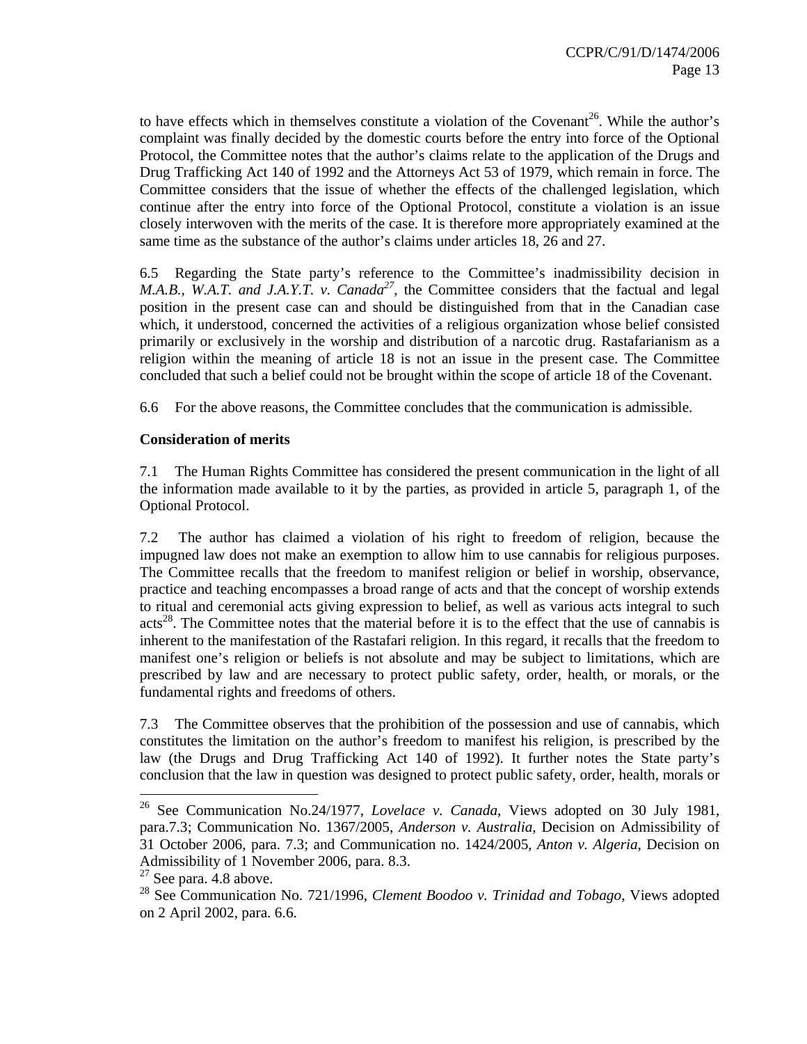to have effects which in themselves constitute a violation of the Covenant[26]. While the author's complaint was finally decided by the domestic courts before the entry into force of the Optional Protocol, the Committee notes that the author's claims relate to the application of the Drugs and Drug Trafficking Act 140 of 1992 and the Attorneys Act 53 of 1979, which remain in force. The Committee considers that the issue of whether the effects of the challenged legislation, which continue after the entry into force of the Optional Protocol, constitute a violation is an issue closely interwoven with the merits of the case. It is therefore more appropriately examined at the same time as the substance of the author's claims under articles 18, 26 and 27.

6.5 Regarding the State party's reference to the Committee's inadmissibility decision in *M.A.B., W.A.T. and J.A.Y.T. v. Canada*[27], the Committee considers that the factual and legal position in the present case can and should be distinguished from that in the Canadian case which, it understood, concerned the activities of a religious organization whose belief consisted primarily or exclusively in the worship and distribution of a narcotic drug. Rastafarianism as a religion within the meaning of article 18 is not an issue in the present case. The Committee concluded that such a belief could not be brought within the scope of article 18 of the Covenant.

6.6 For the above reasons, the Committee concludes that the communication is admissible.

**Consideration of merits**

7.1 The Human Rights Committee has considered the present communication in the light of all the information made available to it by the parties, as provided in article 5, paragraph 1, of the Optional Protocol.

7.2 The author has claimed a violation of his right to freedom of religion, because the impugned law does not make an exemption to allow him to use cannabis for religious purposes. The Committee recalls that the freedom to manifest religion or belief in worship, observance, practice and teaching encompasses a broad range of acts and that the concept of worship extends to ritual and ceremonial acts giving expression to belief, as well as various acts integral to such acts[28]. The Committee notes that the material before it is to the effect that the use of cannabis is inherent to the manifestation of the Rastafari religion. In this regard, it recalls that the freedom to manifest one's religion or beliefs is not absolute and may be subject to limitations, which are prescribed by law and are necessary to protect public safety, order, health, or morals, or the fundamental rights and freedoms of others.

7.3 The Committee observes that the prohibition of the possession and use of cannabis, which constitutes the limitation on the author's freedom to manifest his religion, is prescribed by the law (the Drugs and Drug Trafficking Act 140 of 1992). It further notes the State party's conclusion that the law in question was designed to protect public safety, order, health, morals or

---

[26] See Communication No.24/1977, *Lovelace v. Canada*, Views adopted on 30 July 1981, para.7.3; Communication No. 1367/2005, *Anderson v. Australia*, Decision on Admissibility of 31 October 2006, para. 7.3; and Communication no. 1424/2005, *Anton v. Algeria*, Decision on Admissibility of 1 November 2006, para. 8.3.

[27] See para. 4.8 above.

[28] See Communication No. 721/1996, *Clement Boodoo v. Trinidad and Tobago*, Views adopted on 2 April 2002, para. 6.6.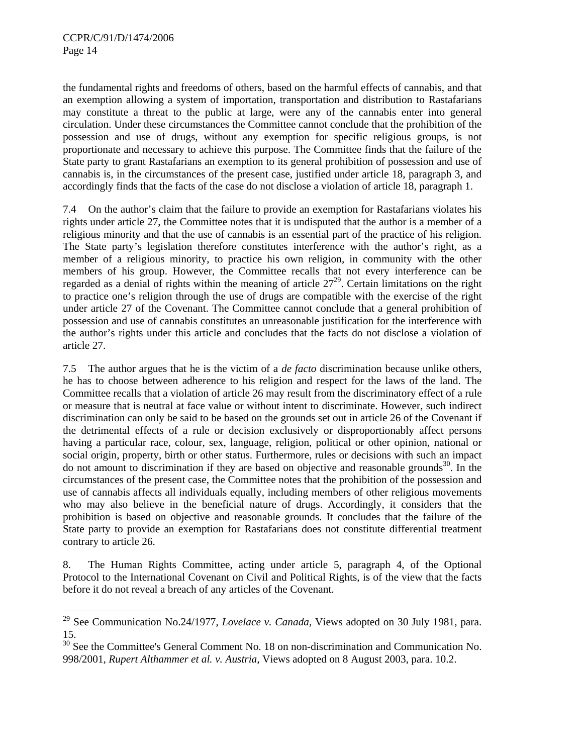the fundamental rights and freedoms of others, based on the harmful effects of cannabis, and that an exemption allowing a system of importation, transportation and distribution to Rastafarians may constitute a threat to the public at large, were any of the cannabis enter into general circulation. Under these circumstances the Committee cannot conclude that the prohibition of the possession and use of drugs, without any exemption for specific religious groups, is not proportionate and necessary to achieve this purpose. The Committee finds that the failure of the State party to grant Rastafarians an exemption to its general prohibition of possession and use of cannabis is, in the circumstances of the present case, justified under article 18, paragraph 3, and accordingly finds that the facts of the case do not disclose a violation of article 18, paragraph 1.

7.4 On the author's claim that the failure to provide an exemption for Rastafarians violates his rights under article 27, the Committee notes that it is undisputed that the author is a member of a religious minority and that the use of cannabis is an essential part of the practice of his religion. The State party's legislation therefore constitutes interference with the author's right, as a member of a religious minority, to practice his own religion, in community with the other members of his group. However, the Committee recalls that not every interference can be regarded as a denial of rights within the meaning of article 27[29]. Certain limitations on the right to practice one's religion through the use of drugs are compatible with the exercise of the right under article 27 of the Covenant. The Committee cannot conclude that a general prohibition of possession and use of cannabis constitutes an unreasonable justification for the interference with the author's rights under this article and concludes that the facts do not disclose a violation of article 27.

7.5 The author argues that he is the victim of a *de facto* discrimination because unlike others, he has to choose between adherence to his religion and respect for the laws of the land. The Committee recalls that a violation of article 26 may result from the discriminatory effect of a rule or measure that is neutral at face value or without intent to discriminate. However, such indirect discrimination can only be said to be based on the grounds set out in article 26 of the Covenant if the detrimental effects of a rule or decision exclusively or disproportionably affect persons having a particular race, colour, sex, language, religion, political or other opinion, national or social origin, property, birth or other status. Furthermore, rules or decisions with such an impact do not amount to discrimination if they are based on objective and reasonable grounds[30]. In the circumstances of the present case, the Committee notes that the prohibition of the possession and use of cannabis affects all individuals equally, including members of other religious movements who may also believe in the beneficial nature of drugs. Accordingly, it considers that the prohibition is based on objective and reasonable grounds. It concludes that the failure of the State party to provide an exemption for Rastafarians does not constitute differential treatment contrary to article 26.

8. The Human Rights Committee, acting under article 5, paragraph 4, of the Optional Protocol to the International Covenant on Civil and Political Rights, is of the view that the facts before it do not reveal a breach of any articles of the Covenant.

---

[29] See Communication No.24/1977, *Lovelace v. Canada*, Views adopted on 30 July 1981, para. 15.

[30] See the Committee's General Comment No. 18 on non-discrimination and Communication No. 998/2001, *Rupert Althammer et al. v. Austria*, Views adopted on 8 August 2003, para. 10.2.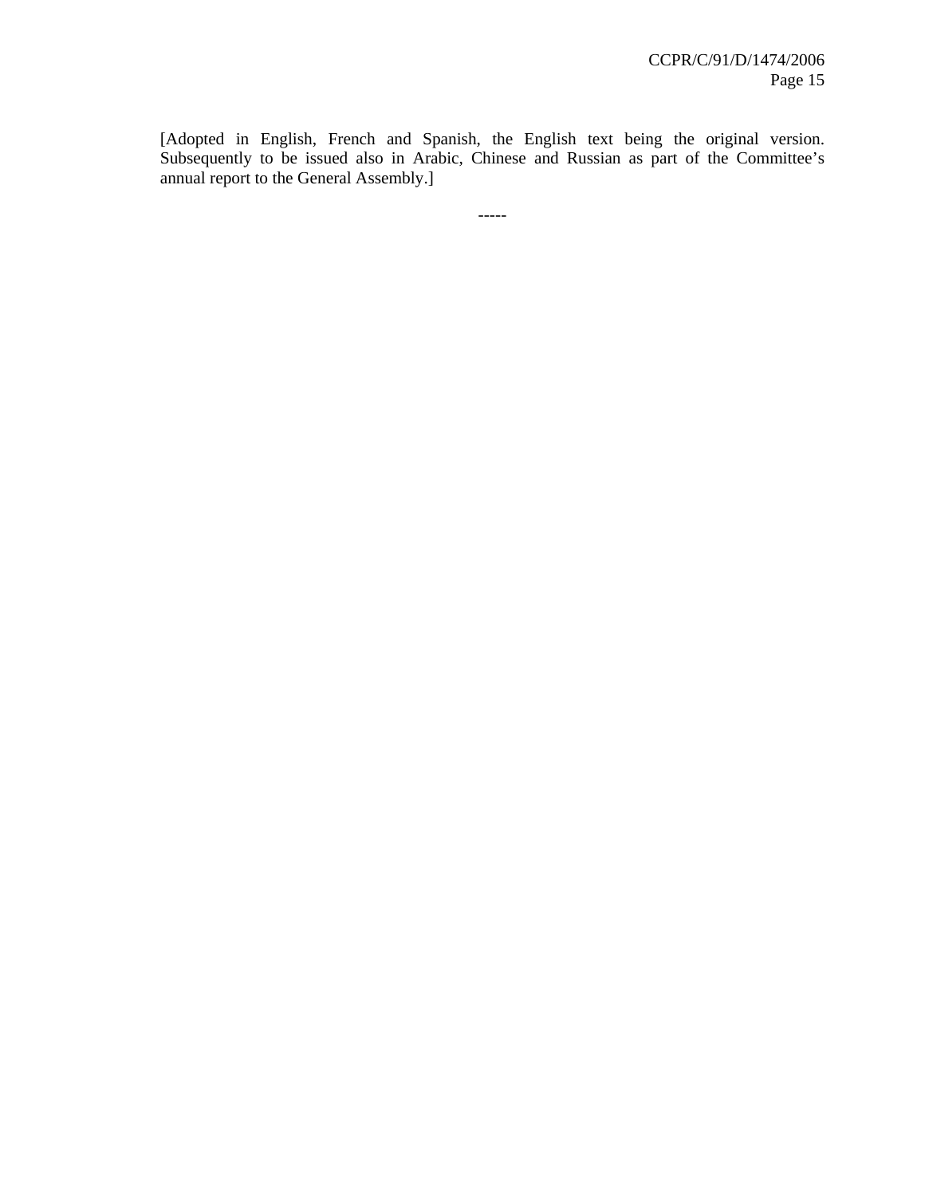[Adopted in English, French and Spanish, the English text being the original version. Subsequently to be issued also in Arabic, Chinese and Russian as part of the Committee's annual report to the General Assembly.]

-----